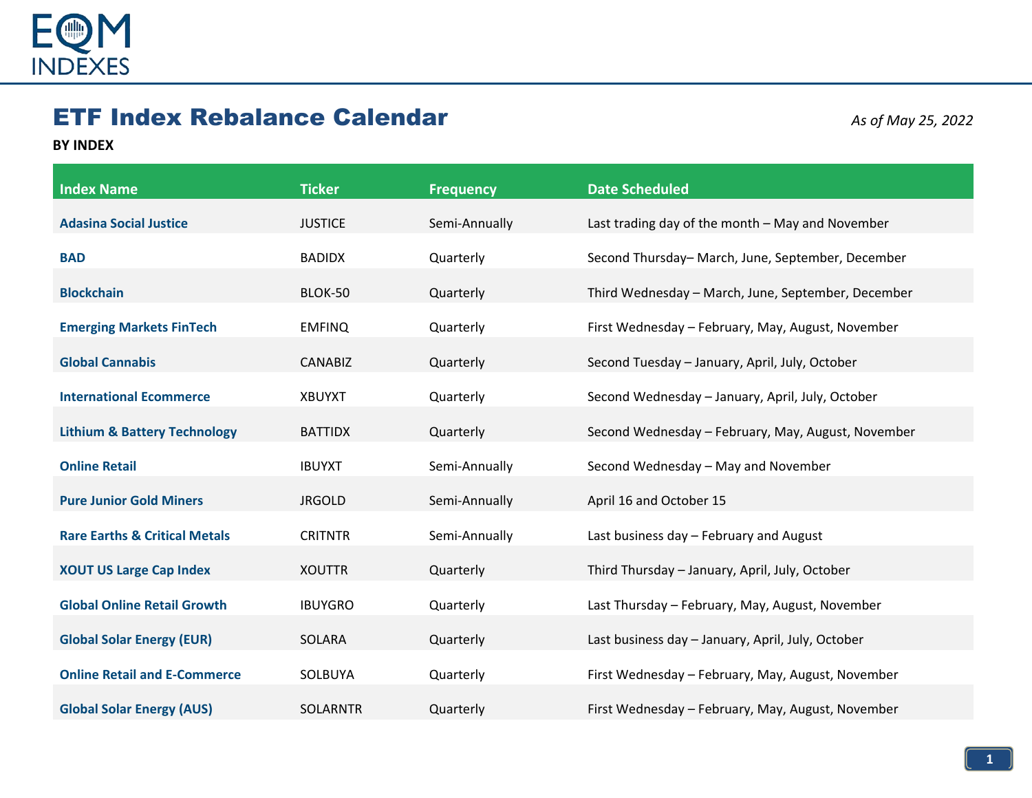EQM INDEXES

# ETF Index Rebalance Calendar

*As of May 25, 2022*

**BY INDEX**

| Index Name | Ticker | Frequency | Date Scheduled |
|---|---|---|---|
| **Adasina Social Justice** | JUSTICE | Semi-Annually | Last trading day of the month – May and November |
| **BAD** | BADIDX | Quarterly | Second Thursday– March, June, September, December |
| **Blockchain** | BLOK-50 | Quarterly | Third Wednesday – March, June, September, December |
| **Emerging Markets FinTech** | EMFINQ | Quarterly | First Wednesday – February, May, August, November |
| **Global Cannabis** | CANABIZ | Quarterly | Second Tuesday – January, April, July, October |
| **International Ecommerce** | XBUYXT | Quarterly | Second Wednesday – January, April, July, October |
| **Lithium & Battery Technology** | BATTIDX | Quarterly | Second Wednesday – February, May, August, November |
| **Online Retail** | IBUYXT | Semi-Annually | Second Wednesday – May and November |
| **Pure Junior Gold Miners** | JRGOLD | Semi-Annually | April 16 and October 15 |
| **Rare Earths & Critical Metals** | CRITNTR | Semi-Annually | Last business day – February and August |
| **XOUT US Large Cap Index** | XOUTTR | Quarterly | Third Thursday – January, April, July, October |
| **Global Online Retail Growth** | IBUYGRO | Quarterly | Last Thursday – February, May, August, November |
| **Global Solar Energy (EUR)** | SOLARA | Quarterly | Last business day – January, April, July, October |
| **Online Retail and E-Commerce** | SOLBUYA | Quarterly | First Wednesday – February, May, August, November |
| **Global Solar Energy (AUS)** | SOLARNTR | Quarterly | First Wednesday – February, May, August, November |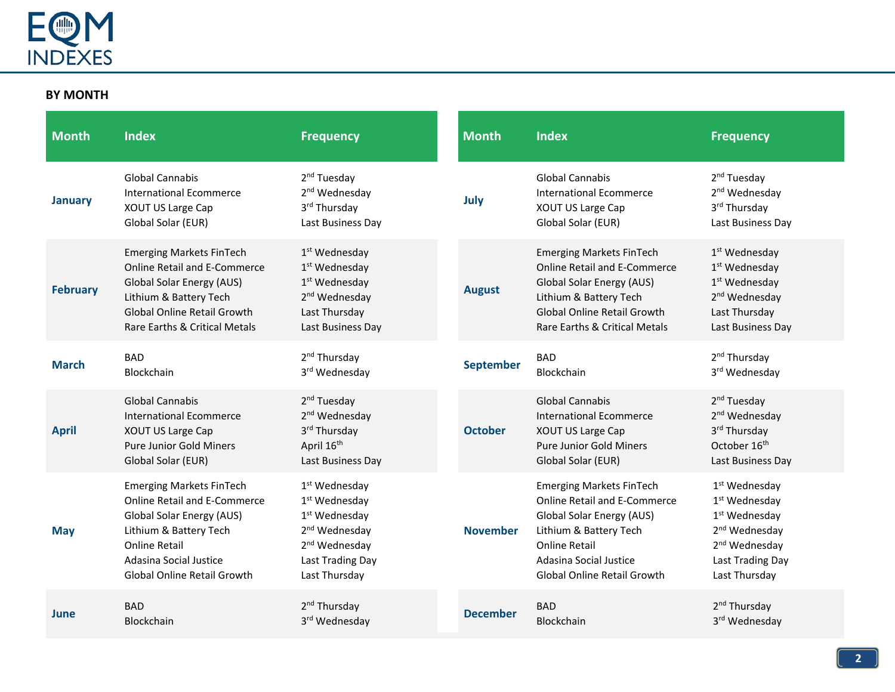## BY MONTH

| Month | Index | Frequency |
|---|---|---|
| **January** | Global Cannabis | 2nd Tuesday |
| | International Ecommerce | 2nd Wednesday |
| | XOUT US Large Cap | 3rd Thursday |
| | Global Solar (EUR) | Last Business Day |
| **February** | Emerging Markets FinTech | 1st Wednesday |
| | Online Retail and E-Commerce | 1st Wednesday |
| | Global Solar Energy (AUS) | 1st Wednesday |
| | Lithium & Battery Tech | 2nd Wednesday |
| | Global Online Retail Growth | Last Thursday |
| | Rare Earths & Critical Metals | Last Business Day |
| **March** | BAD | 2nd Thursday |
| | Blockchain | 3rd Wednesday |
| **April** | Global Cannabis | 2nd Tuesday |
| | International Ecommerce | 2nd Wednesday |
| | XOUT US Large Cap | 3rd Thursday |
| | Pure Junior Gold Miners | April 16th |
| | Global Solar (EUR) | Last Business Day |
| **May** | Emerging Markets FinTech | 1st Wednesday |
| | Online Retail and E-Commerce | 1st Wednesday |
| | Global Solar Energy (AUS) | 1st Wednesday |
| | Lithium & Battery Tech | 2nd Wednesday |
| | Online Retail | 2nd Wednesday |
| | Adasina Social Justice | Last Trading Day |
| | Global Online Retail Growth | Last Thursday |
| **June** | BAD | 2nd Thursday |
| | Blockchain | 3rd Wednesday |

| Month | Index | Frequency |
|---|---|---|
| **July** | Global Cannabis | 2nd Tuesday |
| | International Ecommerce | 2nd Wednesday |
| | XOUT US Large Cap | 3rd Thursday |
| | Global Solar (EUR) | Last Business Day |
| **August** | Emerging Markets FinTech | 1st Wednesday |
| | Online Retail and E-Commerce | 1st Wednesday |
| | Global Solar Energy (AUS) | 1st Wednesday |
| | Lithium & Battery Tech | 2nd Wednesday |
| | Global Online Retail Growth | Last Thursday |
| | Rare Earths & Critical Metals | Last Business Day |
| **September** | BAD | 2nd Thursday |
| | Blockchain | 3rd Wednesday |
| **October** | Global Cannabis | 2nd Tuesday |
| | International Ecommerce | 2nd Wednesday |
| | XOUT US Large Cap | 3rd Thursday |
| | Pure Junior Gold Miners | October 16th |
| | Global Solar (EUR) | Last Business Day |
| **November** | Emerging Markets FinTech | 1st Wednesday |
| | Online Retail and E-Commerce | 1st Wednesday |
| | Global Solar Energy (AUS) | 1st Wednesday |
| | Lithium & Battery Tech | 2nd Wednesday |
| | Online Retail | 2nd Wednesday |
| | Adasina Social Justice | Last Trading Day |
| | Global Online Retail Growth | Last Thursday |
| **December** | BAD | 2nd Thursday |
| | Blockchain | 3rd Wednesday |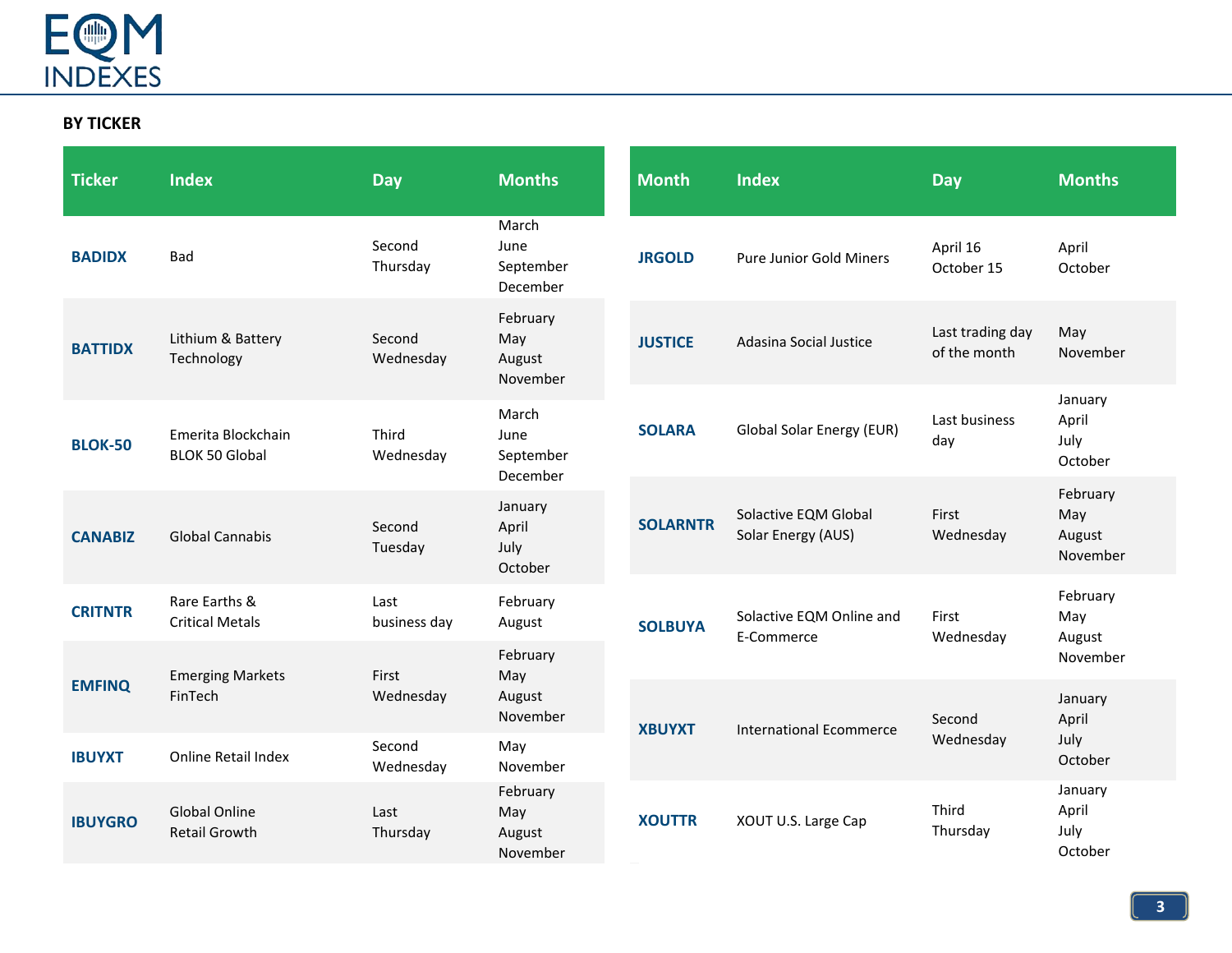## BY TICKER

| Ticker | Index | Day | Months |
|---|---|---|---|
| **BADIDX** | Bad | Second Thursday | March June September December |
| **BATTIDX** | Lithium & Battery Technology | Second Wednesday | February May August November |
| **BLOK-50** | Emerita Blockchain BLOK 50 Global | Third Wednesday | March June September December |
| **CANABIZ** | Global Cannabis | Second Tuesday | January April July October |
| **CRITNTR** | Rare Earths & Critical Metals | Last business day | February August |
| **EMFINQ** | Emerging Markets FinTech | First Wednesday | February May August November |
| **IBUYXT** | Online Retail Index | Second Wednesday | May November |
| **IBUYGRO** | Global Online Retail Growth | Last Thursday | February May August November |

| Month | Index | Day | Months |
|---|---|---|---|
| **JRGOLD** | Pure Junior Gold Miners | April 16 October 15 | April October |
| **JUSTICE** | Adasina Social Justice | Last trading day of the month | May November |
| **SOLARA** | Global Solar Energy (EUR) | Last business day | January April July October |
| **SOLARNTR** | Solactive EQM Global Solar Energy (AUS) | First Wednesday | February May August November |
| **SOLBUYA** | Solactive EQM Online and E-Commerce | First Wednesday | February May August November |
| **XBUYXT** | International Ecommerce | Second Wednesday | January April July October |
| **XOUTTR** | XOUT U.S. Large Cap | Third Thursday | January April July October |